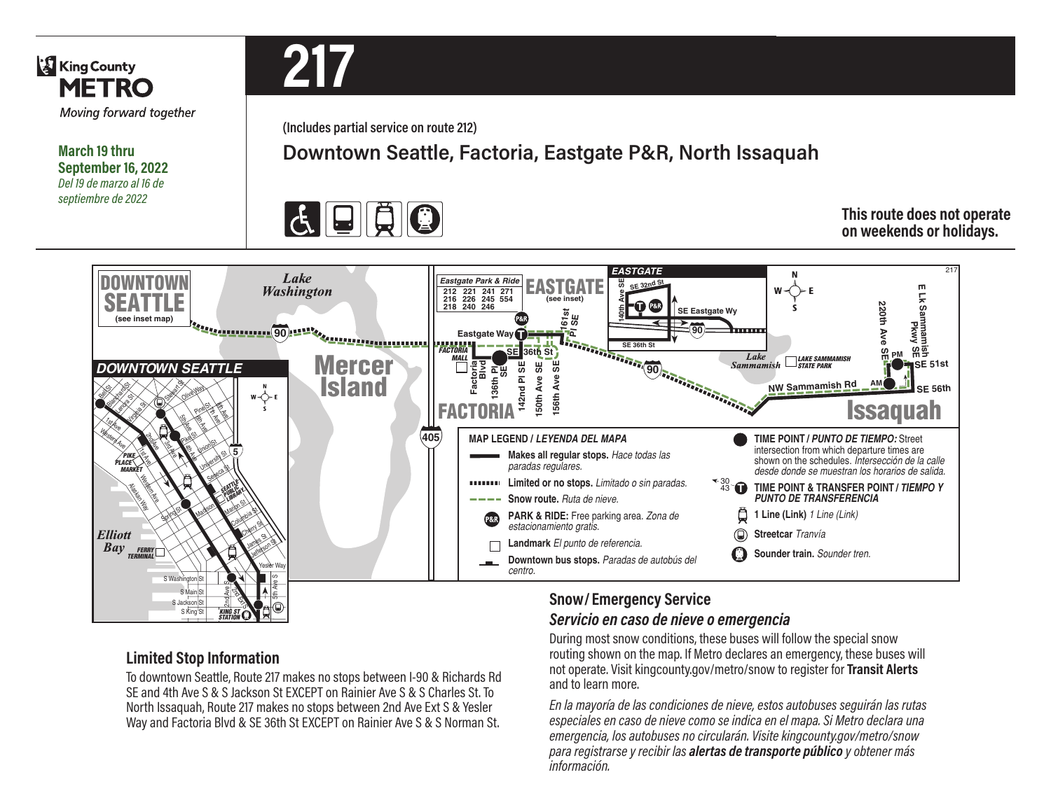King County METRO

*Moving forward together*

**March 19 thru September 16, 2022**

*Del 19 de marzo al 16 de septiembre de 2022*

# 217

**(Includes partial service on route 212)**

## Downtown Seattle, Factoria, Eastgate P&R, North Issaquah

**This route does not operate on weekends or holidays.**

DOWNTOWN SEATTLE (see inset map)

Lake Washington

Mercer Island

Eastgate Park & Ride: 212 221 241 271 / 216 226 245 554 / 218 240 246

EASTGATE (see inset)

FACTORIA

Issaquah

MAP LEGEND / *LEYENDA DEL MAPA*

- **Makes all regular stops.** *Hace todas las paradas regulares.*
- **Limited or no stops.** *Limitado o sin paradas.*
- **Snow route.** *Ruta de nieve.*
- **PARK & RIDE:** Free parking area. *Zona de estacionamiento gratis.*
- **Landmark** *El punto de referencia.*
- **Downtown bus stops.** *Paradas de autobús del centro.*
- **TIME POINT /** ***PUNTO DE TIEMPO:*** Street intersection from which departure times are shown on the schedules. *Intersección de la calle desde donde se muestran los horarios de salida.*
- **TIME POINT & TRANSFER POINT /** ***TIEMPO Y PUNTO DE TRANSFERENCIA***
- **1 Line (Link)** *1 Line (Link)*
- **Streetcar** *Tranvía*
- **Sounder train.** *Sounder tren.*

### Limited Stop Information

To downtown Seattle, Route 217 makes no stops between I-90 & Richards Rd SE and 4th Ave S & S Jackson St EXCEPT on Rainier Ave S & S Charles St. To North Issaquah, Route 217 makes no stops between 2nd Ave Ext S & Yesler Way and Factoria Blvd & SE 36th St EXCEPT on Rainier Ave S & S Norman St.

### Snow/ Emergency Service

### *Servicio en caso de nieve o emergencia*

During most snow conditions, these buses will follow the special snow routing shown on the map. If Metro declares an emergency, these buses will not operate. Visit kingcounty.gov/metro/snow to register for **Transit Alerts** and to learn more.

*En la mayoría de las condiciones de nieve, estos autobuses seguirán las rutas especiales en caso de nieve como se indica en el mapa. Si Metro declara una emergencia, los autobuses no circularán. Visite kingcounty.gov/metro/snow para registrarse y recibir las* ***alertas de transporte público*** *y obtener más información.*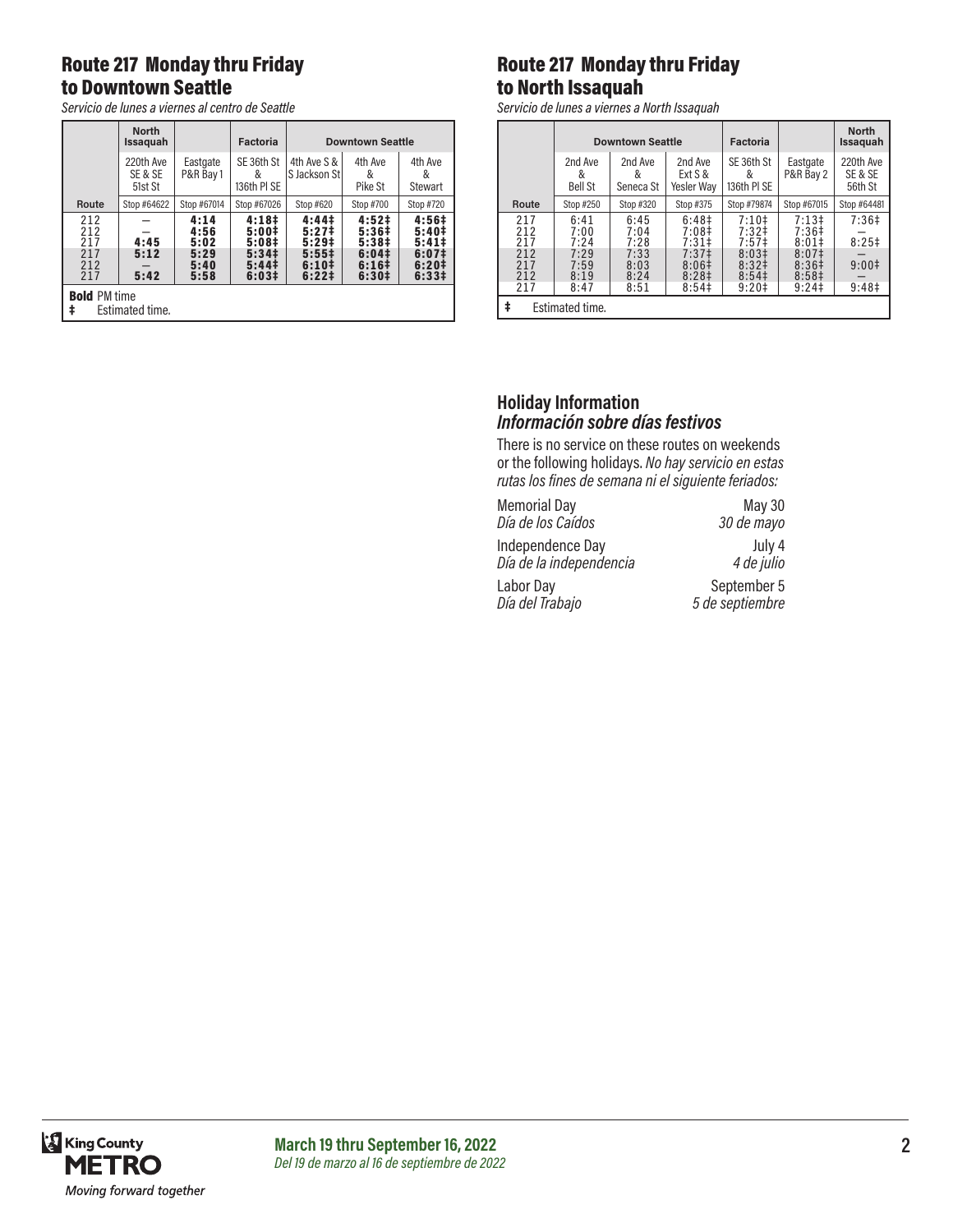## Route 217 Monday thru Friday to Downtown Seattle

*Servicio de lunes a viernes al centro de Seattle*

| | North Issaquah | | Factoria | Downtown Seattle | | |
|---|---|---|---|---|---|---|
| | 220th Ave SE & SE 51st St | Eastgate P&R Bay 1 | SE 36th St & 136th Pl SE | 4th Ave S & S Jackson St | 4th Ave & Pike St | 4th Ave & Stewart |
| Route | Stop #64622 | Stop #67014 | Stop #67026 | Stop #620 | Stop #700 | Stop #720 |
| 212 | — | **4:14** | **4:18‡** | **4:44‡** | **4:52‡** | **4:56‡** |
| 212 | — | **4:56** | **5:00‡** | **5:27‡** | **5:36‡** | **5:40‡** |
| 217 | **4:45** | **5:02** | **5:08‡** | **5:29‡** | **5:38‡** | **5:41‡** |
| 217 | **5:12** | **5:29** | **5:34‡** | **5:55‡** | **6:04‡** | **6:07‡** |
| 212 | — | **5:40** | **5:44‡** | **6:10‡** | **6:16‡** | **6:20‡** |
| 217 | **5:42** | **5:58** | **6:03‡** | **6:22‡** | **6:30‡** | **6:33‡** |

**Bold** PM time
‡ Estimated time.

## Route 217 Monday thru Friday to North Issaquah

*Servicio de lunes a viernes a North Issaquah*

| | Downtown Seattle | | | Factoria | | North Issaquah |
|---|---|---|---|---|---|---|
| | 2nd Ave & Bell St | 2nd Ave & Seneca St | 2nd Ave Ext S & Yesler Way | SE 36th St & 136th Pl SE | Eastgate P&R Bay 2 | 220th Ave SE & SE 56th St |
| Route | Stop #250 | Stop #320 | Stop #375 | Stop #79874 | Stop #67015 | Stop #64481 |
| 217 | 6:41 | 6:45 | 6:48‡ | 7:10‡ | 7:13‡ | 7:36‡ |
| 212 | 7:00 | 7:04 | 7:08‡ | 7:32‡ | 7:36‡ | — |
| 217 | 7:24 | 7:28 | 7:31‡ | 7:57‡ | 8:01‡ | 8:25‡ |
| 212 | 7:29 | 7:33 | 7:37‡ | 8:03‡ | 8:07‡ | — |
| 217 | 7:59 | 8:03 | 8:06‡ | 8:32‡ | 8:36‡ | 9:00‡ |
| 212 | 8:19 | 8:24 | 8:28‡ | 8:54‡ | 8:58‡ | — |
| 217 | 8:47 | 8:51 | 8:54‡ | 9:20‡ | 9:24‡ | 9:48‡ |

‡ Estimated time.

### Holiday Information
### *Información sobre días festivos*

There is no service on these routes on weekends or the following holidays. *No hay servicio en estas rutas los fines de semana ni el siguiente feriados:*

| | |
|---|---|
| Memorial Day *Día de los Caídos* | May 30 *30 de mayo* |
| Independence Day *Día de la independencia* | July 4 *4 de julio* |
| Labor Day *Día del Trabajo* | September 5 *5 de septiembre* |

King County METRO
*Moving forward together*

**March 19 thru September 16, 2022**
*Del 19 de marzo al 16 de septiembre de 2022*